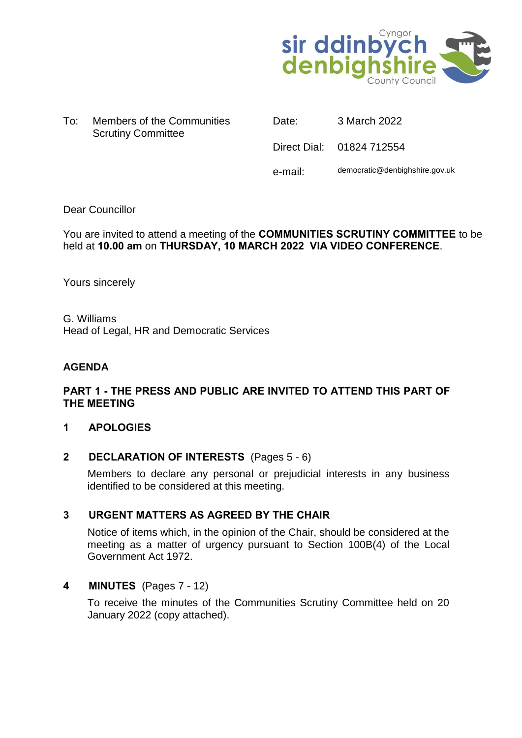Cyngor sir ddinbych denbighshire County Council

| To: | Members of the Communities Scrutiny Committee | Date: | 3 March 2022 |
|---|---|---|---|
| | | Direct Dial: | 01824 712554 |
| | | e-mail: | democratic@denbighshire.gov.uk |

Dear Councillor

You are invited to attend a meeting of the **COMMUNITIES SCRUTINY COMMITTEE** to be held at **10.00 am** on **THURSDAY, 10 MARCH 2022 VIA VIDEO CONFERENCE**.

Yours sincerely

G. Williams
Head of Legal, HR and Democratic Services

**AGENDA**

**PART 1 - THE PRESS AND PUBLIC ARE INVITED TO ATTEND THIS PART OF THE MEETING**

**1 APOLOGIES**

**2 DECLARATION OF INTERESTS** (Pages 5 - 6)

Members to declare any personal or prejudicial interests in any business identified to be considered at this meeting.

**3 URGENT MATTERS AS AGREED BY THE CHAIR**

Notice of items which, in the opinion of the Chair, should be considered at the meeting as a matter of urgency pursuant to Section 100B(4) of the Local Government Act 1972.

**4 MINUTES** (Pages 7 - 12)

To receive the minutes of the Communities Scrutiny Committee held on 20 January 2022 (copy attached).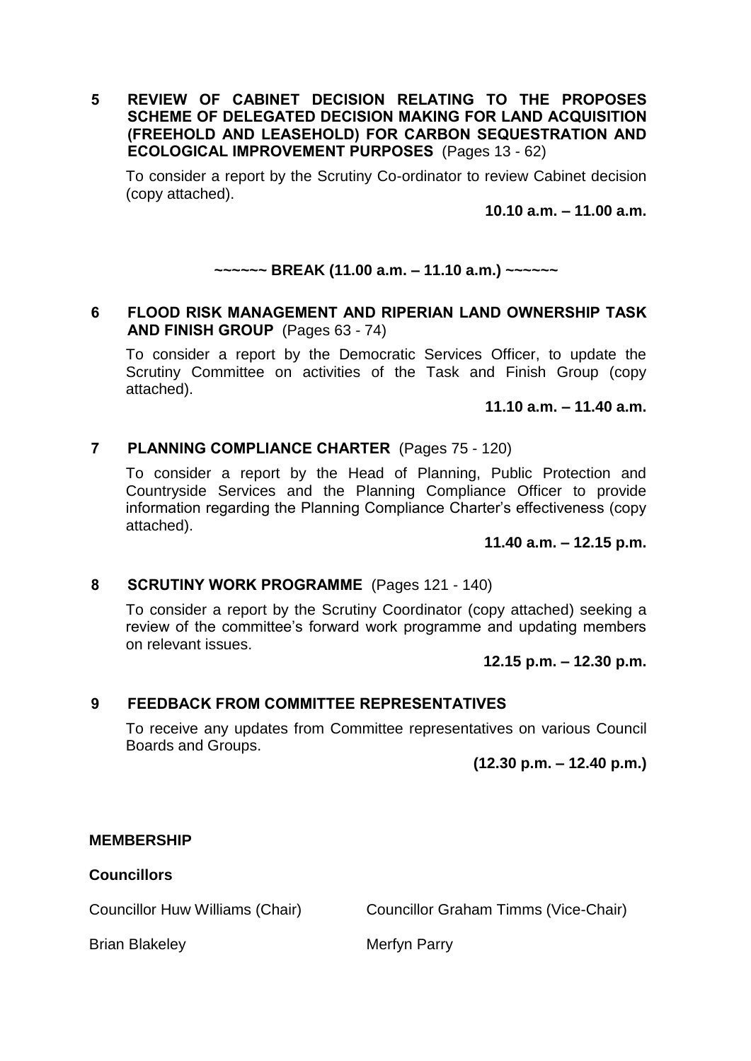**5 REVIEW OF CABINET DECISION RELATING TO THE PROPOSES SCHEME OF DELEGATED DECISION MAKING FOR LAND ACQUISITION (FREEHOLD AND LEASEHOLD) FOR CARBON SEQUESTRATION AND ECOLOGICAL IMPROVEMENT PURPOSES** (Pages 13 - 62)

To consider a report by the Scrutiny Co-ordinator to review Cabinet decision (copy attached).

**10.10 a.m. – 11.00 a.m.**

**~~~~~~ BREAK (11.00 a.m. – 11.10 a.m.) ~~~~~~**

**6 FLOOD RISK MANAGEMENT AND RIPERIAN LAND OWNERSHIP TASK AND FINISH GROUP** (Pages 63 - 74)

To consider a report by the Democratic Services Officer, to update the Scrutiny Committee on activities of the Task and Finish Group (copy attached).

**11.10 a.m. – 11.40 a.m.**

**7 PLANNING COMPLIANCE CHARTER** (Pages 75 - 120)

To consider a report by the Head of Planning, Public Protection and Countryside Services and the Planning Compliance Officer to provide information regarding the Planning Compliance Charter's effectiveness (copy attached).

**11.40 a.m. – 12.15 p.m.**

**8 SCRUTINY WORK PROGRAMME** (Pages 121 - 140)

To consider a report by the Scrutiny Coordinator (copy attached) seeking a review of the committee's forward work programme and updating members on relevant issues.

**12.15 p.m. – 12.30 p.m.**

**9 FEEDBACK FROM COMMITTEE REPRESENTATIVES**

To receive any updates from Committee representatives on various Council Boards and Groups.

**(12.30 p.m. – 12.40 p.m.)**

**MEMBERSHIP**

**Councillors**

Councillor Huw Williams (Chair)
Councillor Graham Timms (Vice-Chair)
Brian Blakeley
Merfyn Parry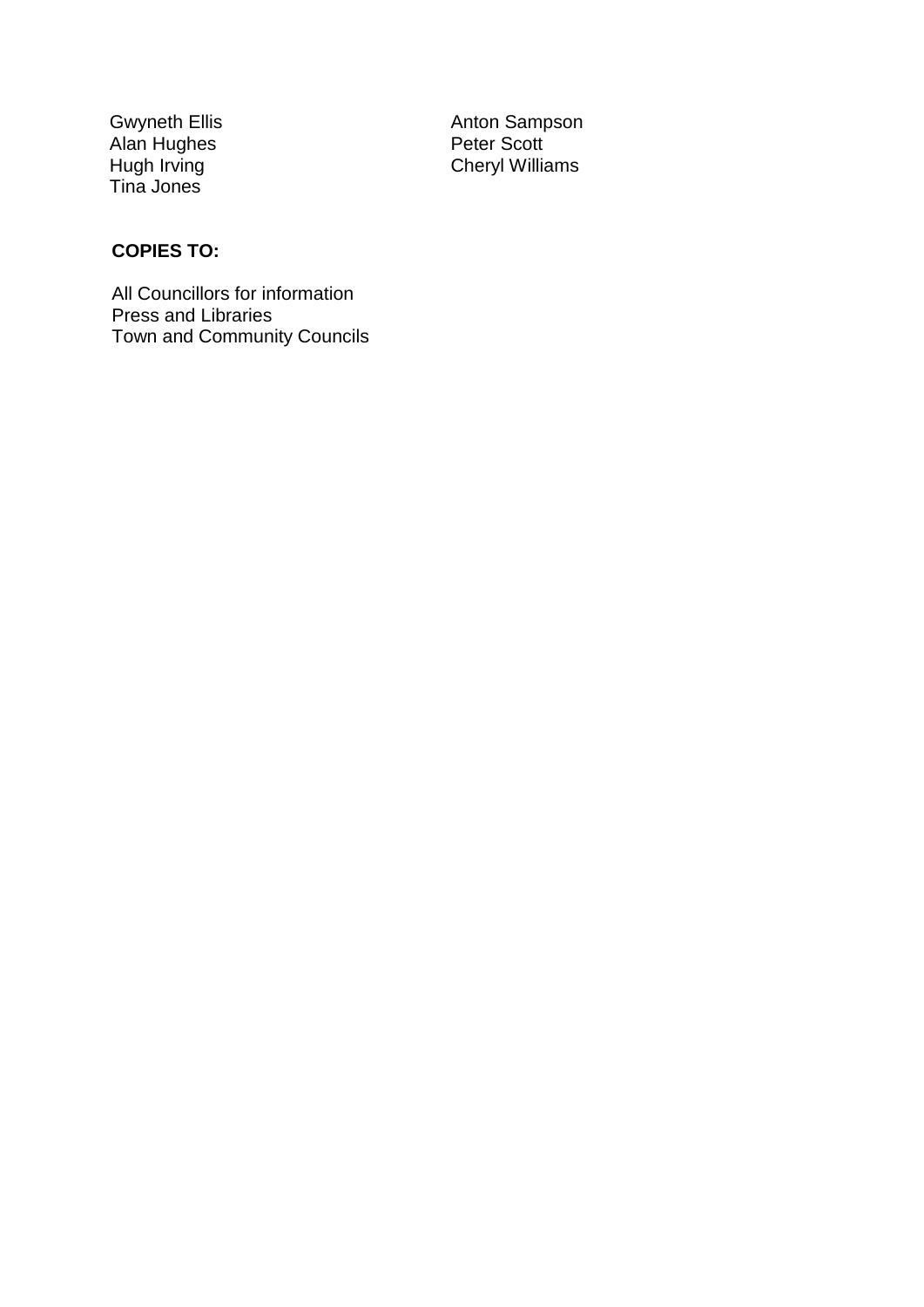Gwyneth Ellis
Alan Hughes
Hugh Irving
Tina Jones

Anton Sampson
Peter Scott
Cheryl Williams

**COPIES TO:**

All Councillors for information
Press and Libraries
Town and Community Councils